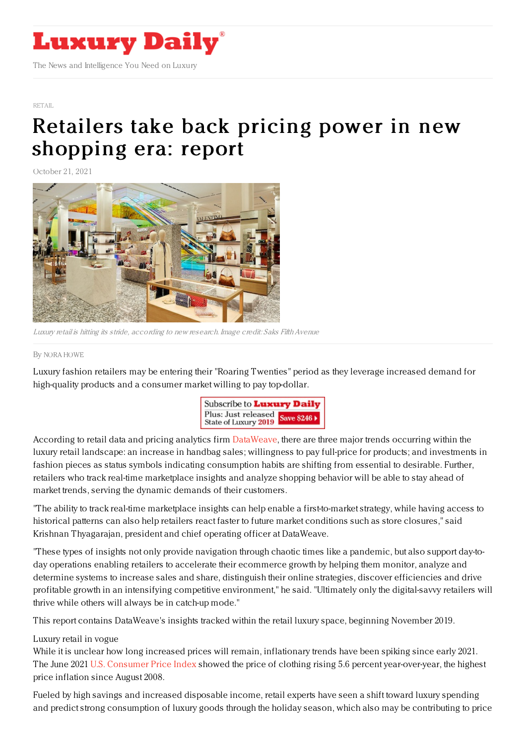# Luxury Daily

The News and Intelligence You Need on Luxury

RETAIL

# Retailers take back pricing power in new shopping era: report

October 21, 2021

*Luxury retail is hitting its stride, according to new research. Image credit: Saks Fifth Avenue*

By NORA HOWE

Luxury fashion retailers may be entering their "Roaring Twenties" period as they leverage increased demand for high-quality products and a consumer market willing to pay top-dollar.

According to retail data and pricing analytics firm DataWeave, there are three major trends occurring within the luxury retail landscape: an increase in handbag sales; willingness to pay full-price for products; and investments in fashion pieces as status symbols indicating consumption habits are shifting from essential to desirable. Further, retailers who track real-time marketplace insights and analyze shopping behavior will be able to stay ahead of market trends, serving the dynamic demands of their customers.

"The ability to track real-time marketplace insights can help enable a first-to-market strategy, while having access to historical patterns can also help retailers react faster to future market conditions such as store closures," said Krishnan Thyagarajan, president and chief operating officer at DataWeave.

"These types of insights not only provide navigation through chaotic times like a pandemic, but also support day-to-day operations enabling retailers to accelerate their ecommerce growth by helping them monitor, analyze and determine systems to increase sales and share, distinguish their online strategies, discover efficiencies and drive profitable growth in an intensifying competitive environment," he said. "Ultimately only the digital-savvy retailers will thrive while others will always be in catch-up mode."

This report contains DataWeave's insights tracked within the retail luxury space, beginning November 2019.

## Luxury retail in vogue

While it is unclear how long increased prices will remain, inflationary trends have been spiking since early 2021. The June 2021 U.S. Consumer Price Index showed the price of clothing rising 5.6 percent year-over-year, the highest price inflation since August 2008.

Fueled by high savings and increased disposable income, retail experts have seen a shift toward luxury spending and predict strong consumption of luxury goods through the holiday season, which also may be contributing to price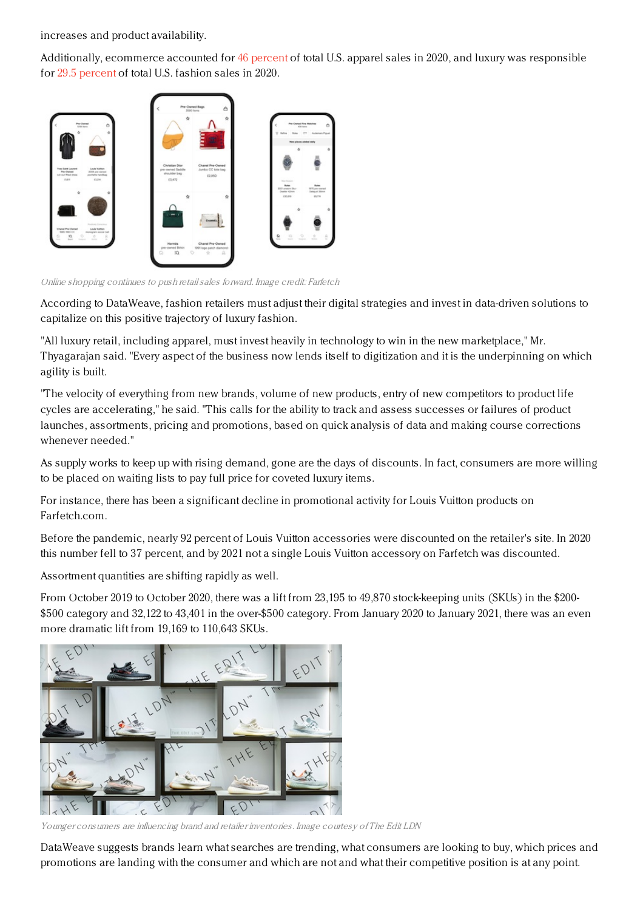increases and product availability.

Additionally, ecommerce accounted for 46 percent of total U.S. apparel sales in 2020, and luxury was responsible for 29.5 percent of total U.S. fashion sales in 2020.

*Online shopping continues to push retail sales forward. Image credit: Farfetch*

According to DataWeave, fashion retailers must adjust their digital strategies and invest in data-driven solutions to capitalize on this positive trajectory of luxury fashion.

"All luxury retail, including apparel, must invest heavily in technology to win in the new marketplace," Mr. Thyagarajan said. "Every aspect of the business now lends itself to digitization and it is the underpinning on which agility is built.

"The velocity of everything from new brands, volume of new products, entry of new competitors to product life cycles are accelerating," he said. "This calls for the ability to track and assess successes or failures of product launches, assortments, pricing and promotions, based on quick analysis of data and making course corrections whenever needed."

As supply works to keep up with rising demand, gone are the days of discounts. In fact, consumers are more willing to be placed on waiting lists to pay full price for coveted luxury items.

For instance, there has been a significant decline in promotional activity for Louis Vuitton products on Farfetch.com.

Before the pandemic, nearly 92 percent of Louis Vuitton accessories were discounted on the retailer's site. In 2020 this number fell to 37 percent, and by 2021 not a single Louis Vuitton accessory on Farfetch was discounted.

Assortment quantities are shifting rapidly as well.

From October 2019 to October 2020, there was a lift from 23,195 to 49,870 stock-keeping units (SKUs) in the $200-$500 category and 32,122 to 43,401 in the over-$500 category. From January 2020 to January 2021, there was an even more dramatic lift from 19,169 to 110,643 SKUs.

*Younger consumers are influencing brand and retailer inventories. Image courtesy of The Edit LDN*

DataWeave suggests brands learn what searches are trending, what consumers are looking to buy, which prices and promotions are landing with the consumer and which are not and what their competitive position is at any point.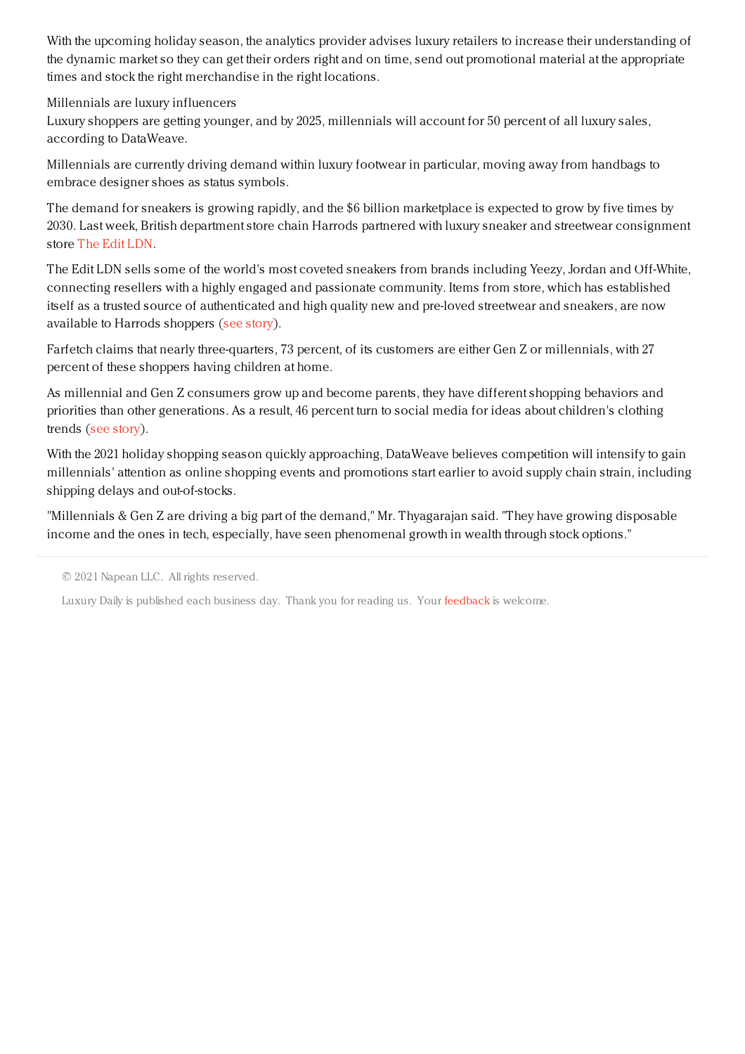With the upcoming holiday season, the analytics provider advises luxury retailers to increase their understanding of the dynamic market so they can get their orders right and on time, send out promotional material at the appropriate times and stock the right merchandise in the right locations.

## Millennials are luxury influencers

Luxury shoppers are getting younger, and by 2025, millennials will account for 50 percent of all luxury sales, according to DataWeave.

Millennials are currently driving demand within luxury footwear in particular, moving away from handbags to embrace designer shoes as status symbols.

The demand for sneakers is growing rapidly, and the $6 billion marketplace is expected to grow by five times by 2030. Last week, British department store chain Harrods partnered with luxury sneaker and streetwear consignment store The Edit LDN.

The Edit LDN sells some of the world's most coveted sneakers from brands including Yeezy, Jordan and Off-White, connecting resellers with a highly engaged and passionate community. Items from store, which has established itself as a trusted source of authenticated and high quality new and pre-loved streetwear and sneakers, are now available to Harrods shoppers (see story).

Farfetch claims that nearly three-quarters, 73 percent, of its customers are either Gen Z or millennials, with 27 percent of these shoppers having children at home.

As millennial and Gen Z consumers grow up and become parents, they have different shopping behaviors and priorities than other generations. As a result, 46 percent turn to social media for ideas about children's clothing trends (see story).

With the 2021 holiday shopping season quickly approaching, DataWeave believes competition will intensify to gain millennials' attention as online shopping events and promotions start earlier to avoid supply chain strain, including shipping delays and out-of-stocks.

"Millennials & Gen Z are driving a big part of the demand," Mr. Thyagarajan said. "They have growing disposable income and the ones in tech, especially, have seen phenomenal growth in wealth through stock options."

© 2021 Napean LLC. All rights reserved.

Luxury Daily is published each business day. Thank you for reading us. Your feedback is welcome.